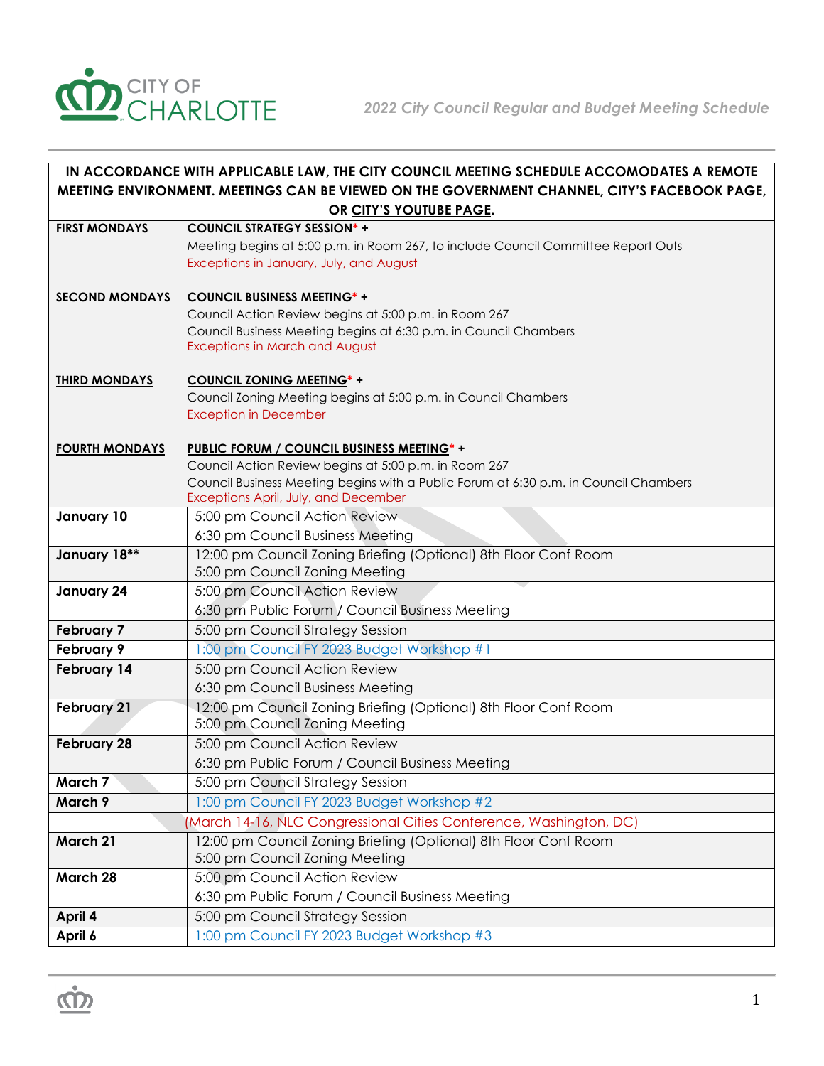CITY OF CHARLOTTE

## 2022 City Council Regular and Budget Meeting Schedule

**IN ACCORDANCE WITH APPLICABLE LAW, THE CITY COUNCIL MEETING SCHEDULE ACCOMODATES A REMOTE MEETING ENVIRONMENT. MEETINGS CAN BE VIEWED ON THE GOVERNMENT CHANNEL, CITY'S FACEBOOK PAGE, OR CITY'S YOUTUBE PAGE.**

| | |
|---|---|
| **FIRST MONDAYS** | **COUNCIL STRATEGY SESSION* +**<br>Meeting begins at 5:00 p.m. in Room 267, to include Council Committee Report Outs<br>Exceptions in January, July, and August |
| **SECOND MONDAYS** | **COUNCIL BUSINESS MEETING* +**<br>Council Action Review begins at 5:00 p.m. in Room 267<br>Council Business Meeting begins at 6:30 p.m. in Council Chambers<br>Exceptions in March and August |
| **THIRD MONDAYS** | **COUNCIL ZONING MEETING* +**<br>Council Zoning Meeting begins at 5:00 p.m. in Council Chambers<br>Exception in December |
| **FOURTH MONDAYS** | **PUBLIC FORUM / COUNCIL BUSINESS MEETING* +**<br>Council Action Review begins at 5:00 p.m. in Room 267<br>Council Business Meeting begins with a Public Forum at 6:30 p.m. in Council Chambers<br>Exceptions April, July, and December |
| **January 10** | 5:00 pm Council Action Review<br>6:30 pm Council Business Meeting |
| **January 18**** | 12:00 pm Council Zoning Briefing (Optional) 8th Floor Conf Room<br>5:00 pm Council Zoning Meeting |
| **January 24** | 5:00 pm Council Action Review<br>6:30 pm Public Forum / Council Business Meeting |
| **February 7** | 5:00 pm Council Strategy Session |
| **February 9** | 1:00 pm Council FY 2023 Budget Workshop #1 |
| **February 14** | 5:00 pm Council Action Review<br>6:30 pm Council Business Meeting |
| **February 21** | 12:00 pm Council Zoning Briefing (Optional) 8th Floor Conf Room<br>5:00 pm Council Zoning Meeting |
| **February 28** | 5:00 pm Council Action Review<br>6:30 pm Public Forum / Council Business Meeting |
| **March 7** | 5:00 pm Council Strategy Session |
| **March 9** | 1:00 pm Council FY 2023 Budget Workshop #2 |
| | (March 14-16, NLC Congressional Cities Conference, Washington, DC) |
| **March 21** | 12:00 pm Council Zoning Briefing (Optional) 8th Floor Conf Room<br>5:00 pm Council Zoning Meeting |
| **March 28** | 5:00 pm Council Action Review<br>6:30 pm Public Forum / Council Business Meeting |
| **April 4** | 5:00 pm Council Strategy Session |
| **April 6** | 1:00 pm Council FY 2023 Budget Workshop #3 |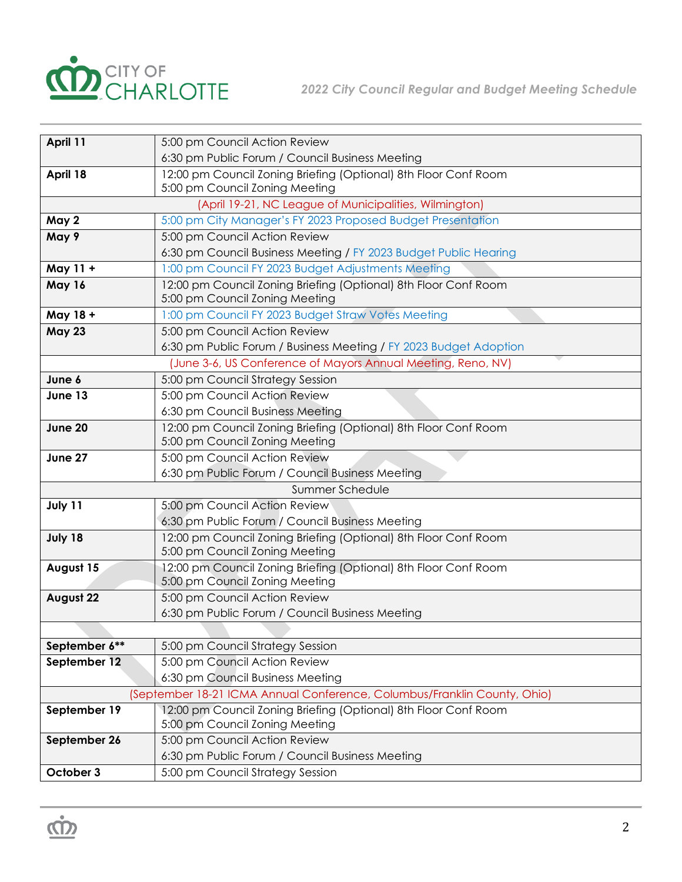| | |
|---|---|
| **April 11** | 5:00 pm Council Action Review<br>6:30 pm Public Forum / Council Business Meeting |
| **April 18** | 12:00 pm Council Zoning Briefing (Optional) 8th Floor Conf Room<br>5:00 pm Council Zoning Meeting |
| (April 19-21, NC League of Municipalities, Wilmington) | |
| **May 2** | 5:00 pm City Manager's FY 2023 Proposed Budget Presentation |
| **May 9** | 5:00 pm Council Action Review<br>6:30 pm Council Business Meeting / FY 2023 Budget Public Hearing |
| **May 11 +** | 1:00 pm Council FY 2023 Budget Adjustments Meeting |
| **May 16** | 12:00 pm Council Zoning Briefing (Optional) 8th Floor Conf Room<br>5:00 pm Council Zoning Meeting |
| **May 18 +** | 1:00 pm Council FY 2023 Budget Straw Votes Meeting |
| **May 23** | 5:00 pm Council Action Review<br>6:30 pm Public Forum / Business Meeting / FY 2023 Budget Adoption |
| (June 3-6, US Conference of Mayors Annual Meeting, Reno, NV) | |
| **June 6** | 5:00 pm Council Strategy Session |
| **June 13** | 5:00 pm Council Action Review<br>6:30 pm Council Business Meeting |
| **June 20** | 12:00 pm Council Zoning Briefing (Optional) 8th Floor Conf Room<br>5:00 pm Council Zoning Meeting |
| **June 27** | 5:00 pm Council Action Review<br>6:30 pm Public Forum / Council Business Meeting |
| Summer Schedule | |
| **July 11** | 5:00 pm Council Action Review<br>6:30 pm Public Forum / Council Business Meeting |
| **July 18** | 12:00 pm Council Zoning Briefing (Optional) 8th Floor Conf Room<br>5:00 pm Council Zoning Meeting |
| **August 15** | 12:00 pm Council Zoning Briefing (Optional) 8th Floor Conf Room<br>5:00 pm Council Zoning Meeting |
| **August 22** | 5:00 pm Council Action Review<br>6:30 pm Public Forum / Council Business Meeting |
| | |
| **September 6**\*\* | 5:00 pm Council Strategy Session |
| **September 12** | 5:00 pm Council Action Review<br>6:30 pm Council Business Meeting |
| (September 18-21 ICMA Annual Conference, Columbus/Franklin County, Ohio) | |
| **September 19** | 12:00 pm Council Zoning Briefing (Optional) 8th Floor Conf Room<br>5:00 pm Council Zoning Meeting |
| **September 26** | 5:00 pm Council Action Review<br>6:30 pm Public Forum / Council Business Meeting |
| **October 3** | 5:00 pm Council Strategy Session |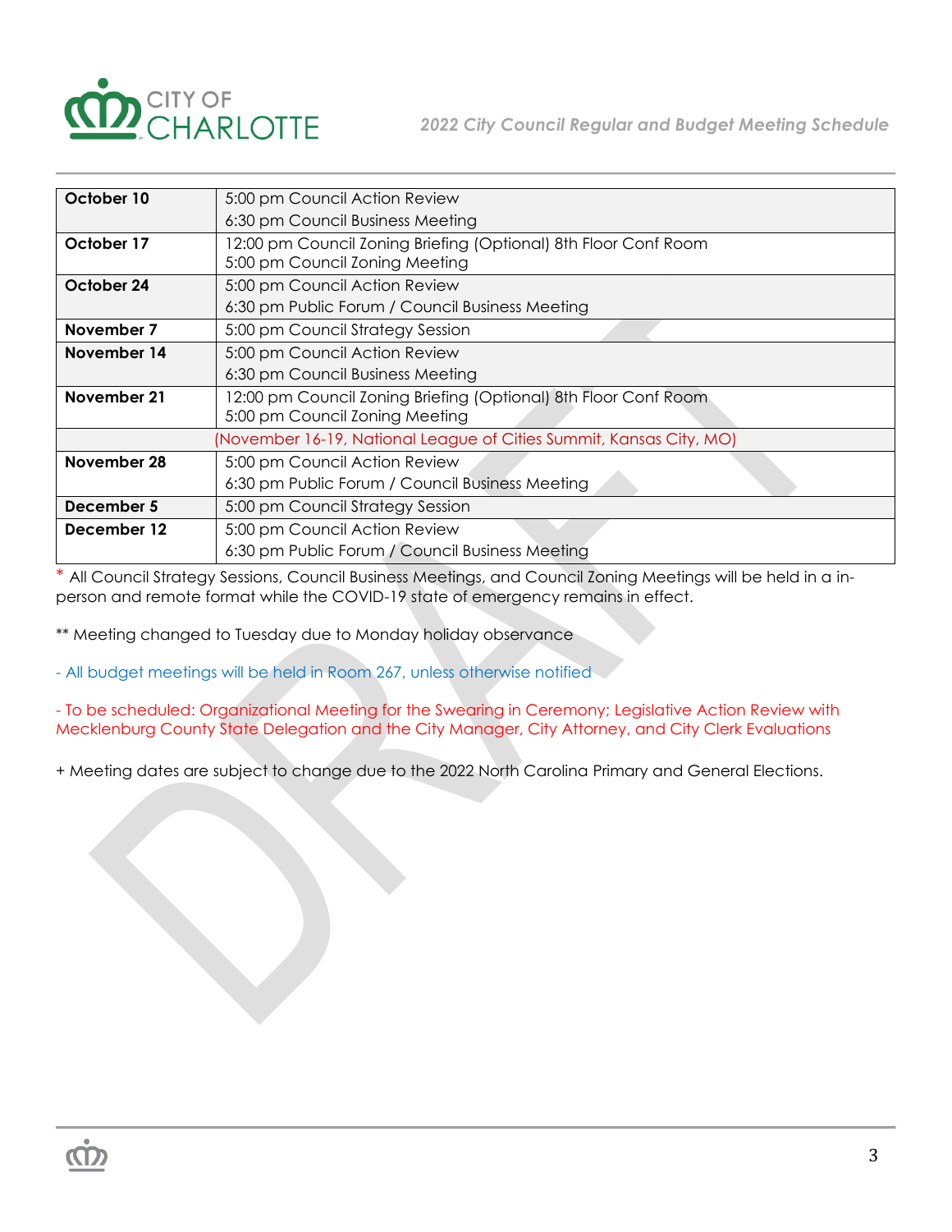| | |
|---|---|
| **October 10** | 5:00 pm Council Action Review<br>6:30 pm Council Business Meeting |
| **October 17** | 12:00 pm Council Zoning Briefing (Optional) 8th Floor Conf Room<br>5:00 pm Council Zoning Meeting |
| **October 24** | 5:00 pm Council Action Review<br>6:30 pm Public Forum / Council Business Meeting |
| **November 7** | 5:00 pm Council Strategy Session |
| **November 14** | 5:00 pm Council Action Review<br>6:30 pm Council Business Meeting |
| **November 21** | 12:00 pm Council Zoning Briefing (Optional) 8th Floor Conf Room<br>5:00 pm Council Zoning Meeting |
| (November 16-19, National League of Cities Summit, Kansas City, MO) | |
| **November 28** | 5:00 pm Council Action Review<br>6:30 pm Public Forum / Council Business Meeting |
| **December 5** | 5:00 pm Council Strategy Session |
| **December 12** | 5:00 pm Council Action Review<br>6:30 pm Public Forum / Council Business Meeting |

* All Council Strategy Sessions, Council Business Meetings, and Council Zoning Meetings will be held in a in-person and remote format while the COVID-19 state of emergency remains in effect.

** Meeting changed to Tuesday due to Monday holiday observance

- All budget meetings will be held in Room 267, unless otherwise notified

- To be scheduled: Organizational Meeting for the Swearing in Ceremony; Legislative Action Review with Mecklenburg County State Delegation and the City Manager, City Attorney, and City Clerk Evaluations

+ Meeting dates are subject to change due to the 2022 North Carolina Primary and General Elections.